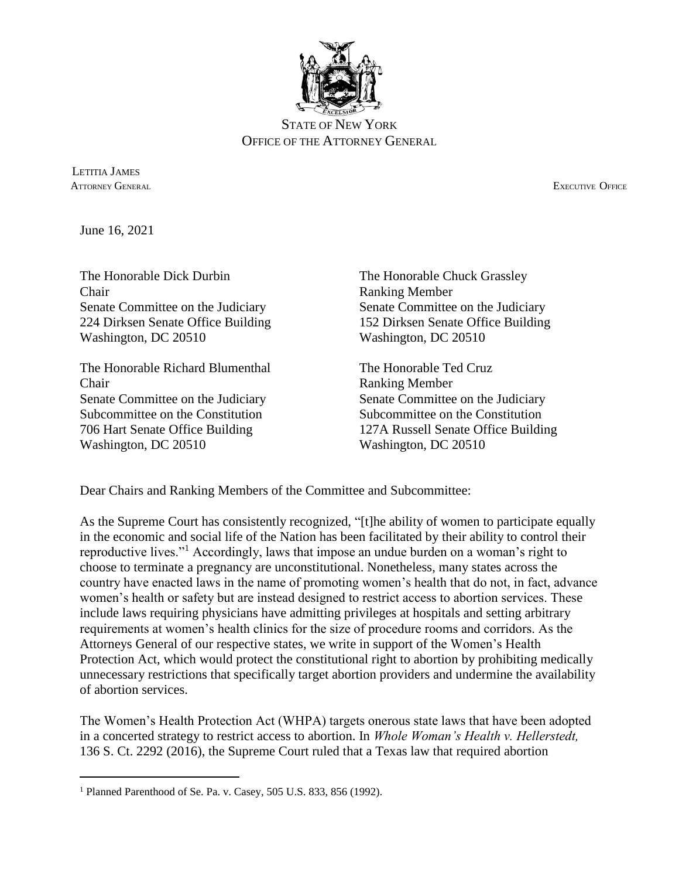STATE OF NEW YORK
OFFICE OF THE ATTORNEY GENERAL

LETITIA JAMES
ATTORNEY GENERAL

EXECUTIVE OFFICE

June 16, 2021

The Honorable Dick Durbin
Chair
Senate Committee on the Judiciary
224 Dirksen Senate Office Building
Washington, DC 20510

The Honorable Chuck Grassley
Ranking Member
Senate Committee on the Judiciary
152 Dirksen Senate Office Building
Washington, DC 20510

The Honorable Richard Blumenthal
Chair
Senate Committee on the Judiciary
Subcommittee on the Constitution
706 Hart Senate Office Building
Washington, DC 20510

The Honorable Ted Cruz
Ranking Member
Senate Committee on the Judiciary
Subcommittee on the Constitution
127A Russell Senate Office Building
Washington, DC 20510

Dear Chairs and Ranking Members of the Committee and Subcommittee:

As the Supreme Court has consistently recognized, "[t]he ability of women to participate equally in the economic and social life of the Nation has been facilitated by their ability to control their reproductive lives."[1] Accordingly, laws that impose an undue burden on a woman's right to choose to terminate a pregnancy are unconstitutional. Nonetheless, many states across the country have enacted laws in the name of promoting women's health that do not, in fact, advance women's health or safety but are instead designed to restrict access to abortion services. These include laws requiring physicians have admitting privileges at hospitals and setting arbitrary requirements at women's health clinics for the size of procedure rooms and corridors. As the Attorneys General of our respective states, we write in support of the Women's Health Protection Act, which would protect the constitutional right to abortion by prohibiting medically unnecessary restrictions that specifically target abortion providers and undermine the availability of abortion services.

The Women's Health Protection Act (WHPA) targets onerous state laws that have been adopted in a concerted strategy to restrict access to abortion. In *Whole Woman's Health v. Hellerstedt,* 136 S. Ct. 2292 (2016), the Supreme Court ruled that a Texas law that required abortion

[1] Planned Parenthood of Se. Pa. v. Casey, 505 U.S. 833, 856 (1992).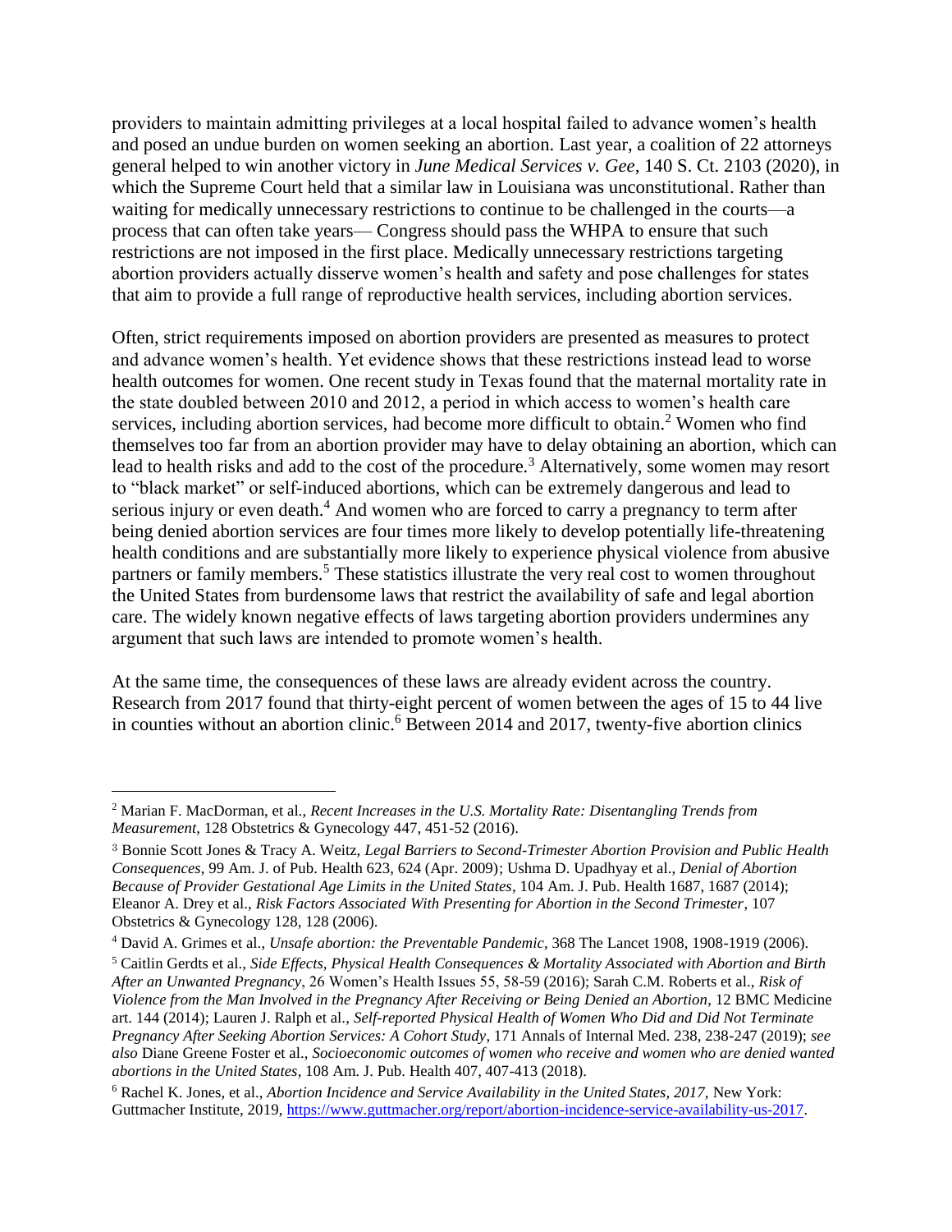providers to maintain admitting privileges at a local hospital failed to advance women's health and posed an undue burden on women seeking an abortion. Last year, a coalition of 22 attorneys general helped to win another victory in *June Medical Services v. Gee*, 140 S. Ct. 2103 (2020), in which the Supreme Court held that a similar law in Louisiana was unconstitutional. Rather than waiting for medically unnecessary restrictions to continue to be challenged in the courts—a process that can often take years— Congress should pass the WHPA to ensure that such restrictions are not imposed in the first place. Medically unnecessary restrictions targeting abortion providers actually disserve women's health and safety and pose challenges for states that aim to provide a full range of reproductive health services, including abortion services.

Often, strict requirements imposed on abortion providers are presented as measures to protect and advance women's health. Yet evidence shows that these restrictions instead lead to worse health outcomes for women. One recent study in Texas found that the maternal mortality rate in the state doubled between 2010 and 2012, a period in which access to women's health care services, including abortion services, had become more difficult to obtain.[2] Women who find themselves too far from an abortion provider may have to delay obtaining an abortion, which can lead to health risks and add to the cost of the procedure.[3] Alternatively, some women may resort to "black market" or self-induced abortions, which can be extremely dangerous and lead to serious injury or even death.[4] And women who are forced to carry a pregnancy to term after being denied abortion services are four times more likely to develop potentially life-threatening health conditions and are substantially more likely to experience physical violence from abusive partners or family members.[5] These statistics illustrate the very real cost to women throughout the United States from burdensome laws that restrict the availability of safe and legal abortion care. The widely known negative effects of laws targeting abortion providers undermines any argument that such laws are intended to promote women's health.

At the same time, the consequences of these laws are already evident across the country. Research from 2017 found that thirty-eight percent of women between the ages of 15 to 44 live in counties without an abortion clinic.[6] Between 2014 and 2017, twenty-five abortion clinics

---

[2] Marian F. MacDorman, et al., *Recent Increases in the U.S. Mortality Rate: Disentangling Trends from Measurement*, 128 Obstetrics & Gynecology 447, 451-52 (2016).

[3] Bonnie Scott Jones & Tracy A. Weitz, *Legal Barriers to Second-Trimester Abortion Provision and Public Health Consequences*, 99 Am. J. of Pub. Health 623, 624 (Apr. 2009); Ushma D. Upadhyay et al., *Denial of Abortion Because of Provider Gestational Age Limits in the United States*, 104 Am. J. Pub. Health 1687, 1687 (2014); Eleanor A. Drey et al., *Risk Factors Associated With Presenting for Abortion in the Second Trimester*, 107 Obstetrics & Gynecology 128, 128 (2006).

[4] David A. Grimes et al., *Unsafe abortion: the Preventable Pandemic*, 368 The Lancet 1908, 1908-1919 (2006).

[5] Caitlin Gerdts et al., *Side Effects, Physical Health Consequences & Mortality Associated with Abortion and Birth After an Unwanted Pregnancy*, 26 Women's Health Issues 55, 58-59 (2016); Sarah C.M. Roberts et al., *Risk of Violence from the Man Involved in the Pregnancy After Receiving or Being Denied an Abortion*, 12 BMC Medicine art. 144 (2014); Lauren J. Ralph et al., *Self-reported Physical Health of Women Who Did and Did Not Terminate Pregnancy After Seeking Abortion Services: A Cohort Study*, 171 Annals of Internal Med. 238, 238-247 (2019); *see also* Diane Greene Foster et al., *Socioeconomic outcomes of women who receive and women who are denied wanted abortions in the United States*, 108 Am. J. Pub. Health 407, 407-413 (2018).

[6] Rachel K. Jones, et al., *Abortion Incidence and Service Availability in the United States, 2017,* New York: Guttmacher Institute, 2019, https://www.guttmacher.org/report/abortion-incidence-service-availability-us-2017.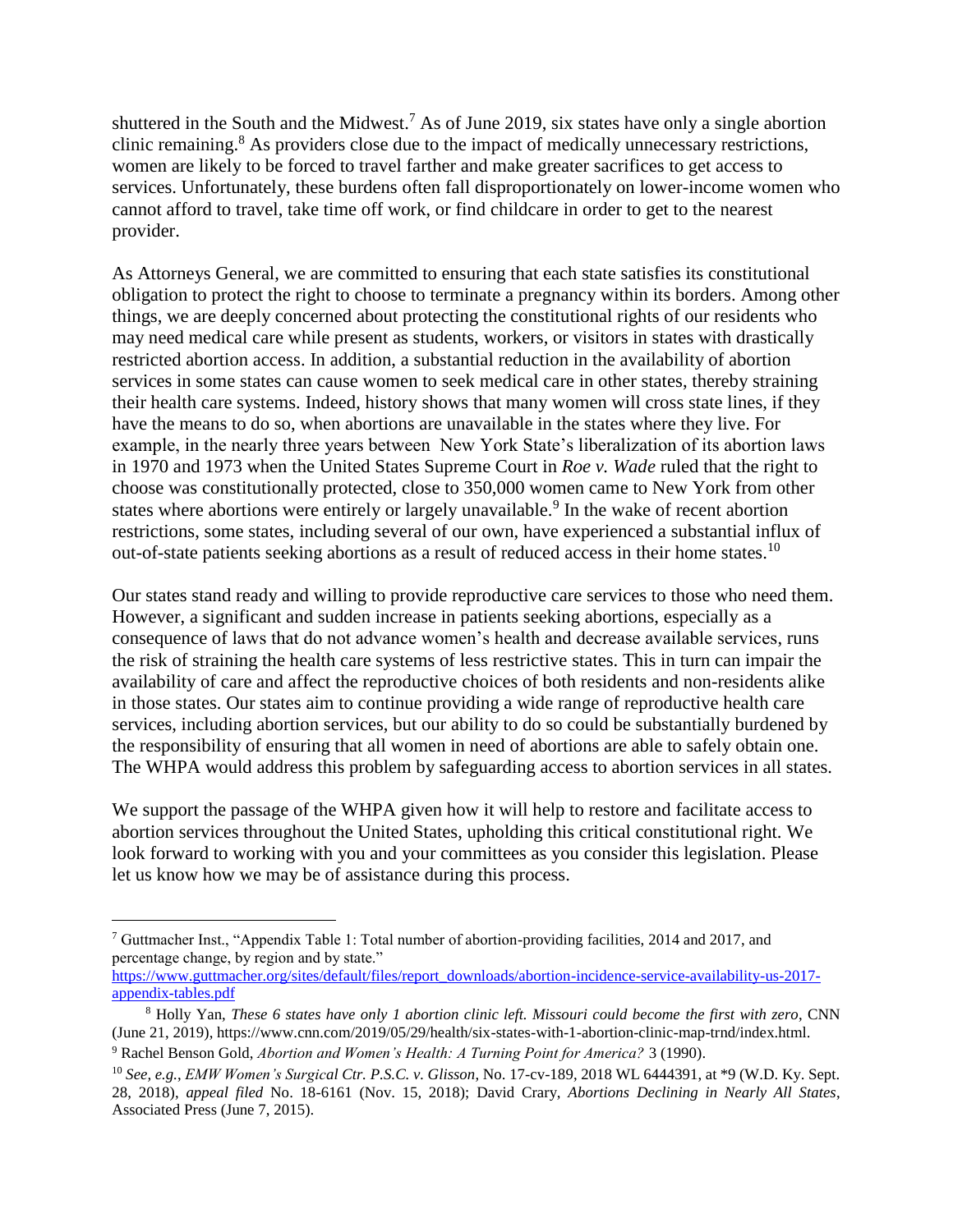shuttered in the South and the Midwest.[7] As of June 2019, six states have only a single abortion clinic remaining.[8] As providers close due to the impact of medically unnecessary restrictions, women are likely to be forced to travel farther and make greater sacrifices to get access to services. Unfortunately, these burdens often fall disproportionately on lower-income women who cannot afford to travel, take time off work, or find childcare in order to get to the nearest provider.

As Attorneys General, we are committed to ensuring that each state satisfies its constitutional obligation to protect the right to choose to terminate a pregnancy within its borders. Among other things, we are deeply concerned about protecting the constitutional rights of our residents who may need medical care while present as students, workers, or visitors in states with drastically restricted abortion access. In addition, a substantial reduction in the availability of abortion services in some states can cause women to seek medical care in other states, thereby straining their health care systems. Indeed, history shows that many women will cross state lines, if they have the means to do so, when abortions are unavailable in the states where they live. For example, in the nearly three years between New York State's liberalization of its abortion laws in 1970 and 1973 when the United States Supreme Court in *Roe v. Wade* ruled that the right to choose was constitutionally protected, close to 350,000 women came to New York from other states where abortions were entirely or largely unavailable.[9] In the wake of recent abortion restrictions, some states, including several of our own, have experienced a substantial influx of out-of-state patients seeking abortions as a result of reduced access in their home states.[10]

Our states stand ready and willing to provide reproductive care services to those who need them. However, a significant and sudden increase in patients seeking abortions, especially as a consequence of laws that do not advance women's health and decrease available services, runs the risk of straining the health care systems of less restrictive states. This in turn can impair the availability of care and affect the reproductive choices of both residents and non-residents alike in those states. Our states aim to continue providing a wide range of reproductive health care services, including abortion services, but our ability to do so could be substantially burdened by the responsibility of ensuring that all women in need of abortions are able to safely obtain one. The WHPA would address this problem by safeguarding access to abortion services in all states.

We support the passage of the WHPA given how it will help to restore and facilitate access to abortion services throughout the United States, upholding this critical constitutional right. We look forward to working with you and your committees as you consider this legislation. Please let us know how we may be of assistance during this process.

---

[7] Guttmacher Inst., "Appendix Table 1: Total number of abortion-providing facilities, 2014 and 2017, and percentage change, by region and by state." https://www.guttmacher.org/sites/default/files/report_downloads/abortion-incidence-service-availability-us-2017-appendix-tables.pdf

[8] Holly Yan, *These 6 states have only 1 abortion clinic left. Missouri could become the first with zero*, CNN (June 21, 2019), https://www.cnn.com/2019/05/29/health/six-states-with-1-abortion-clinic-map-trnd/index.html.

[9] Rachel Benson Gold, *Abortion and Women's Health: A Turning Point for America?* 3 (1990).

[10] *See, e.g.*, *EMW Women's Surgical Ctr. P.S.C. v. Glisson*, No. 17-cv-189, 2018 WL 6444391, at *9 (W.D. Ky. Sept. 28, 2018), *appeal filed* No. 18-6161 (Nov. 15, 2018); David Crary, *Abortions Declining in Nearly All States*, Associated Press (June 7, 2015).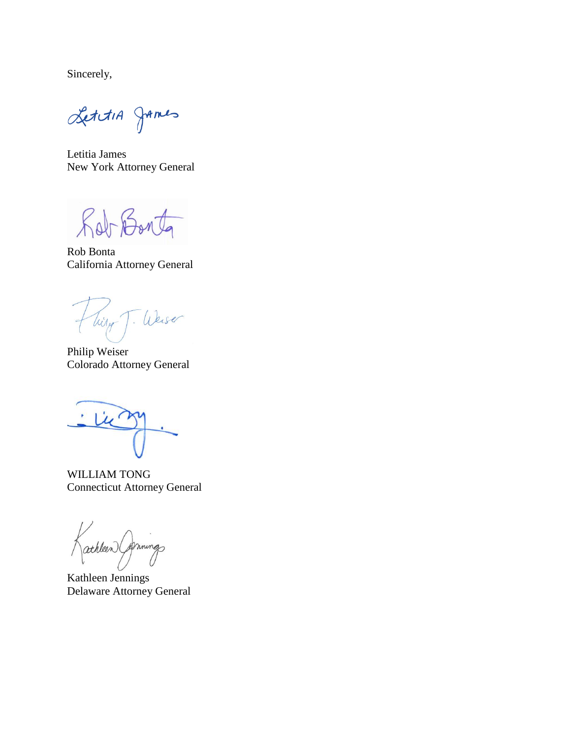Sincerely,

Letitia James
New York Attorney General

Rob Bonta
California Attorney General

Philip Weiser
Colorado Attorney General

WILLIAM TONG
Connecticut Attorney General

Kathleen Jennings
Delaware Attorney General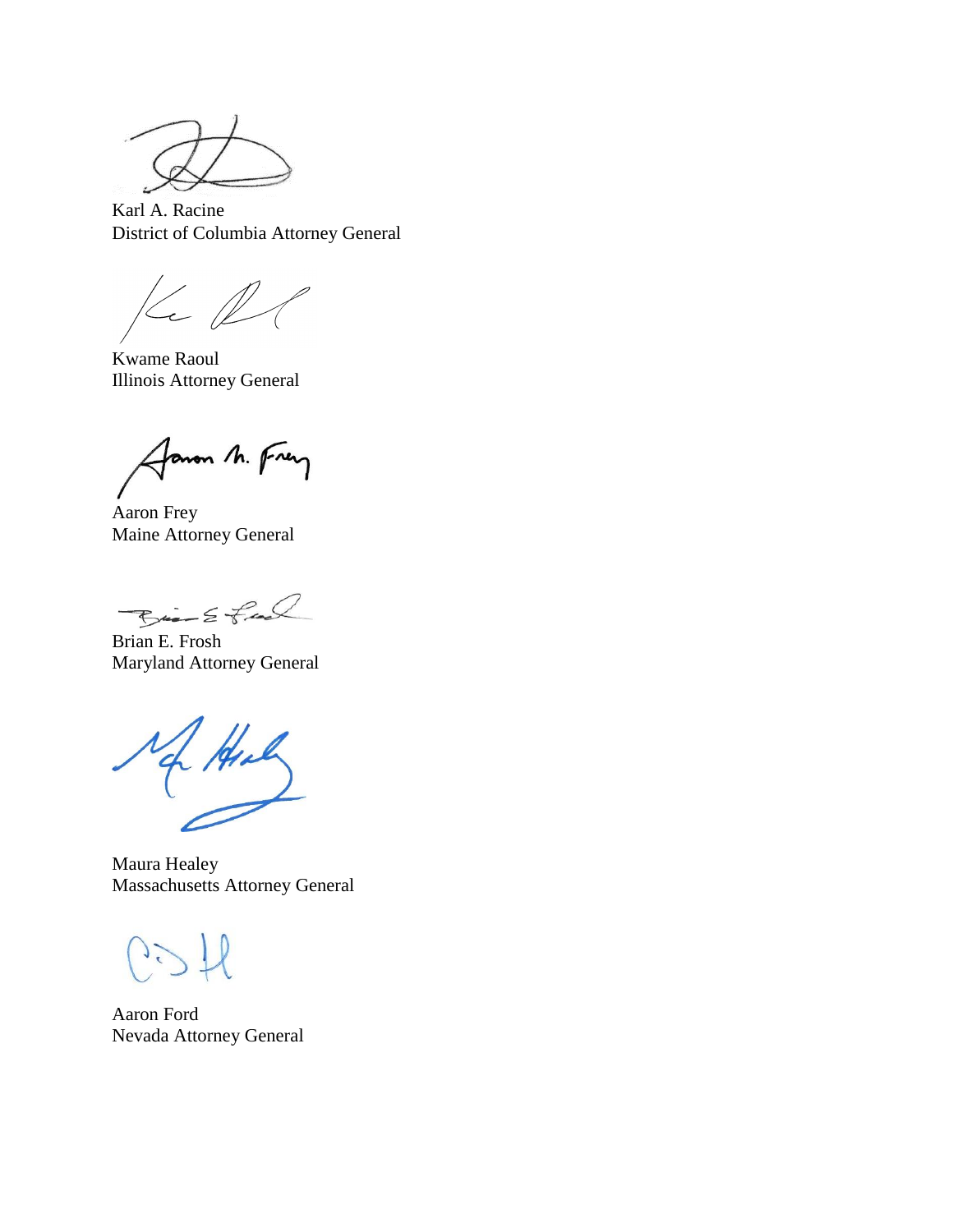Karl A. Racine
District of Columbia Attorney General

Kwame Raoul
Illinois Attorney General

Aaron Frey
Maine Attorney General

Brian E. Frosh
Maryland Attorney General

Maura Healey
Massachusetts Attorney General

Aaron Ford
Nevada Attorney General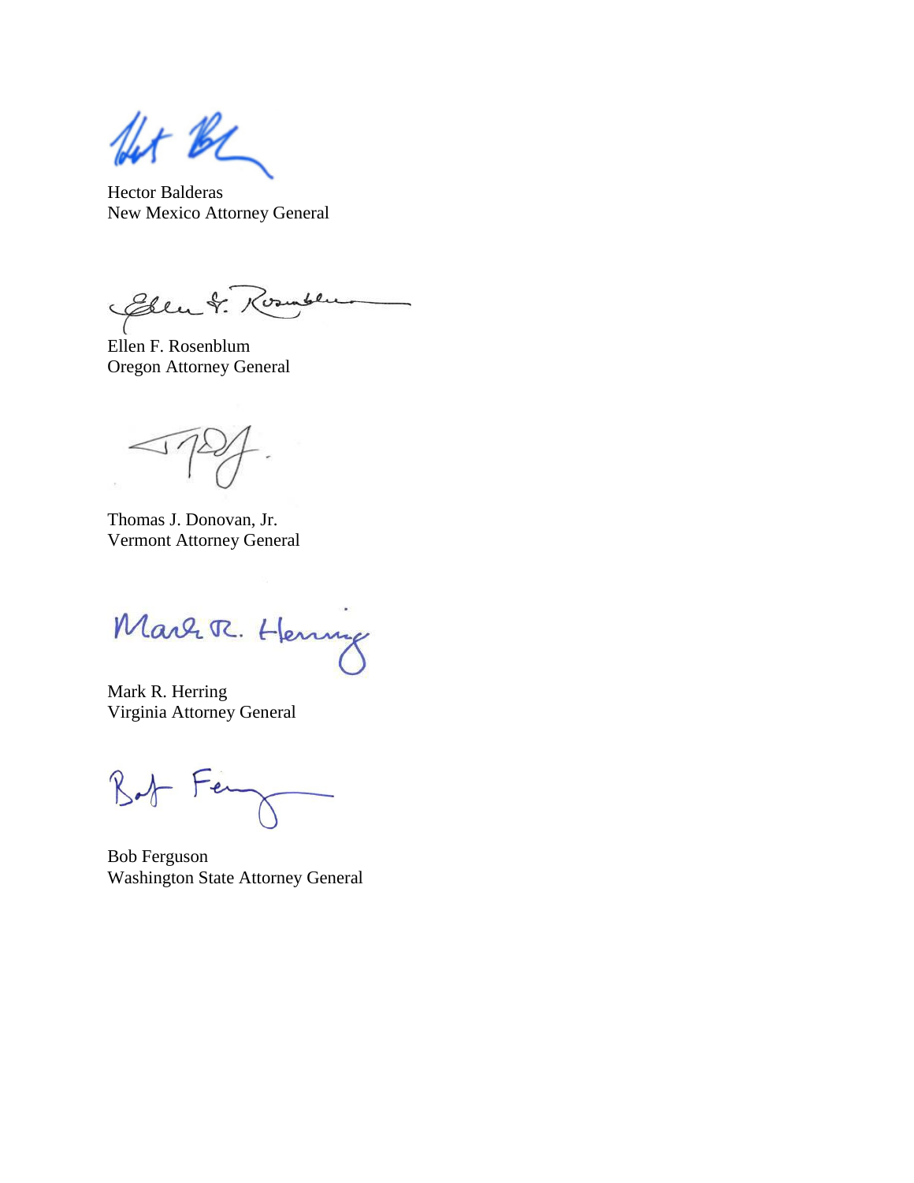Hector Balderas
New Mexico Attorney General

Ellen F. Rosenblum
Oregon Attorney General

Thomas J. Donovan, Jr.
Vermont Attorney General

Mark R. Herring
Virginia Attorney General

Bob Ferguson
Washington State Attorney General